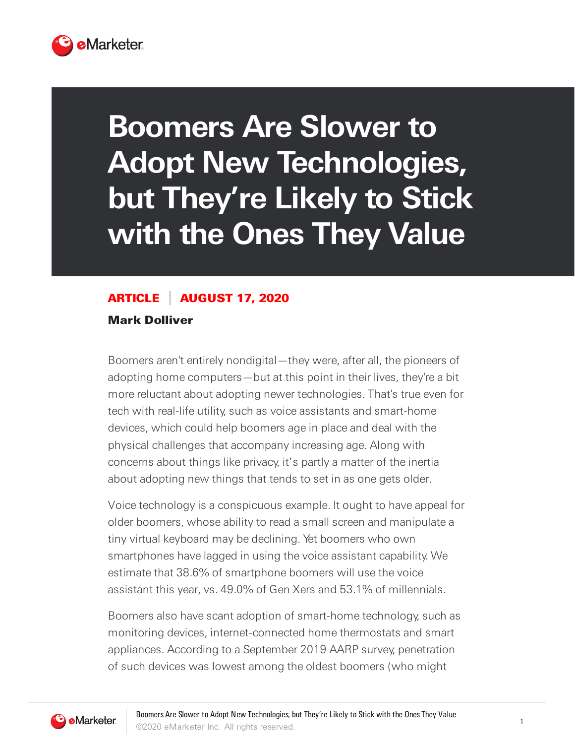# Boomers Are Slower to Adopt New Technologies, but They're Likely to Stick with the Ones They Value

**ARTICLE | AUGUST 17, 2020**

**Mark Dolliver**

Boomers aren't entirely nondigital—they were, after all, the pioneers of adopting home computers—but at this point in their lives, they're a bit more reluctant about adopting newer technologies. That's true even for tech with real-life utility, such as voice assistants and smart-home devices, which could help boomers age in place and deal with the physical challenges that accompany increasing age. Along with concerns about things like privacy, it's partly a matter of the inertia about adopting new things that tends to set in as one gets older.

Voice technology is a conspicuous example. It ought to have appeal for older boomers, whose ability to read a small screen and manipulate a tiny virtual keyboard may be declining. Yet boomers who own smartphones have lagged in using the voice assistant capability. We estimate that 38.6% of smartphone boomers will use the voice assistant this year, vs. 49.0% of Gen Xers and 53.1% of millennials.

Boomers also have scant adoption of smart-home technology, such as monitoring devices, internet-connected home thermostats and smart appliances. According to a September 2019 AARP survey, penetration of such devices was lowest among the oldest boomers (who might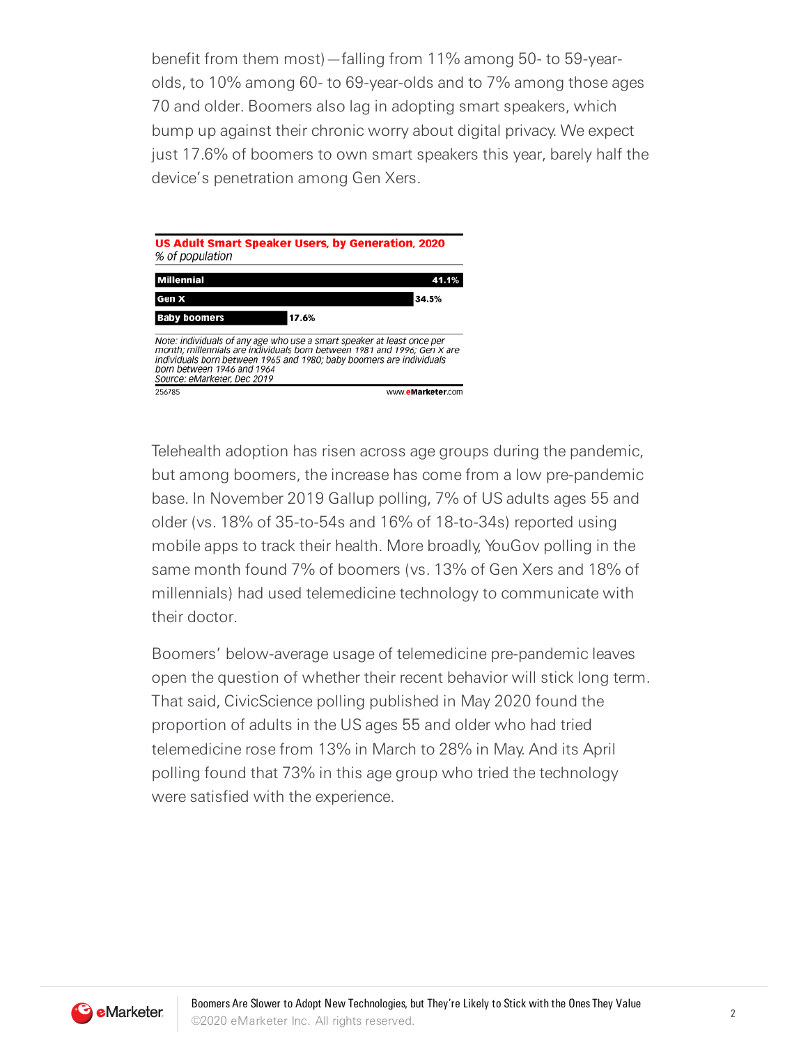benefit from them most)—falling from 11% among 50- to 59-year-olds, to 10% among 60- to 69-year-olds and to 7% among those ages 70 and older. Boomers also lag in adopting smart speakers, which bump up against their chronic worry about digital privacy. We expect just 17.6% of boomers to own smart speakers this year, barely half the device's penetration among Gen Xers.

**US Adult Smart Speaker Users, by Generation, 2020**
*% of population*

| Generation | % of population |
|---|---|
| Millennial | 41.1% |
| Gen X | 34.5% |
| Baby boomers | 17.6% |

*Note: individuals of any age who use a smart speaker at least once per month; millennials are individuals born between 1981 and 1996; Gen X are individuals born between 1965 and 1980; baby boomers are individuals born between 1946 and 1964*
*Source: eMarketer, Dec 2019*

256785 www.eMarketer.com

Telehealth adoption has risen across age groups during the pandemic, but among boomers, the increase has come from a low pre-pandemic base. In November 2019 Gallup polling, 7% of US adults ages 55 and older (vs. 18% of 35-to-54s and 16% of 18-to-34s) reported using mobile apps to track their health. More broadly, YouGov polling in the same month found 7% of boomers (vs. 13% of Gen Xers and 18% of millennials) had used telemedicine technology to communicate with their doctor.

Boomers' below-average usage of telemedicine pre-pandemic leaves open the question of whether their recent behavior will stick long term. That said, CivicScience polling published in May 2020 found the proportion of adults in the US ages 55 and older who had tried telemedicine rose from 13% in March to 28% in May. And its April polling found that 73% in this age group who tried the technology were satisfied with the experience.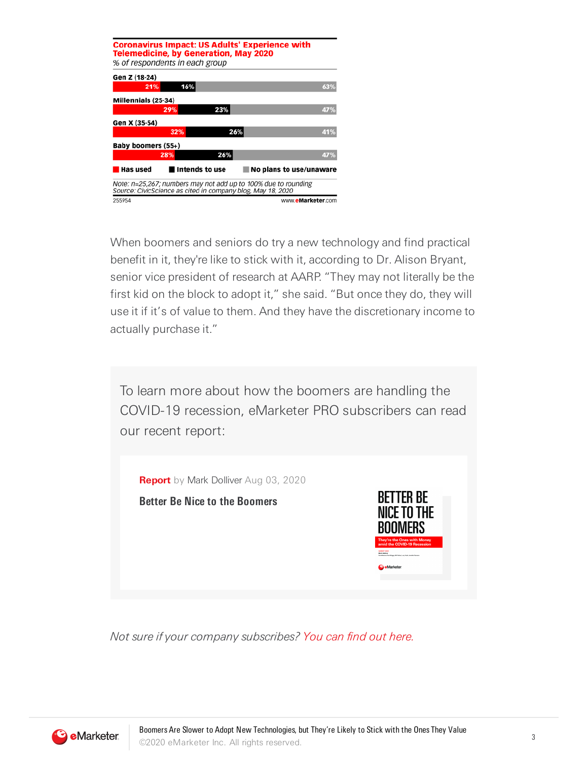**Coronavirus Impact: US Adults' Experience with Telemedicine, by Generation, May 2020**

*% of respondents in each group*

Gen Z (18-24)
21% 16% 63%

Millennials (25-34)
29% 23% 47%

Gen X (35-54)
32% 26% 41%

Baby boomers (55+)
28% 26% 47%

Has used | Intends to use | No plans to use/unaware

*Note: n=25,267; numbers may not add up to 100% due to rounding*
*Source: CivicScience as cited in company blog, May 18, 2020*

255954 www.eMarketer.com

When boomers and seniors do try a new technology and find practical benefit in it, they're like to stick with it, according to Dr. Alison Bryant, senior vice president of research at AARP. "They may not literally be the first kid on the block to adopt it," she said. "But once they do, they will use it if it's of value to them. And they have the discretionary income to actually purchase it."

To learn more about how the boomers are handling the COVID-19 recession, eMarketer PRO subscribers can read our recent report:

**Report** by Mark Dolliver Aug 03, 2020

**Better Be Nice to the Boomers**

*Not sure if your company subscribes? You can find out here.*